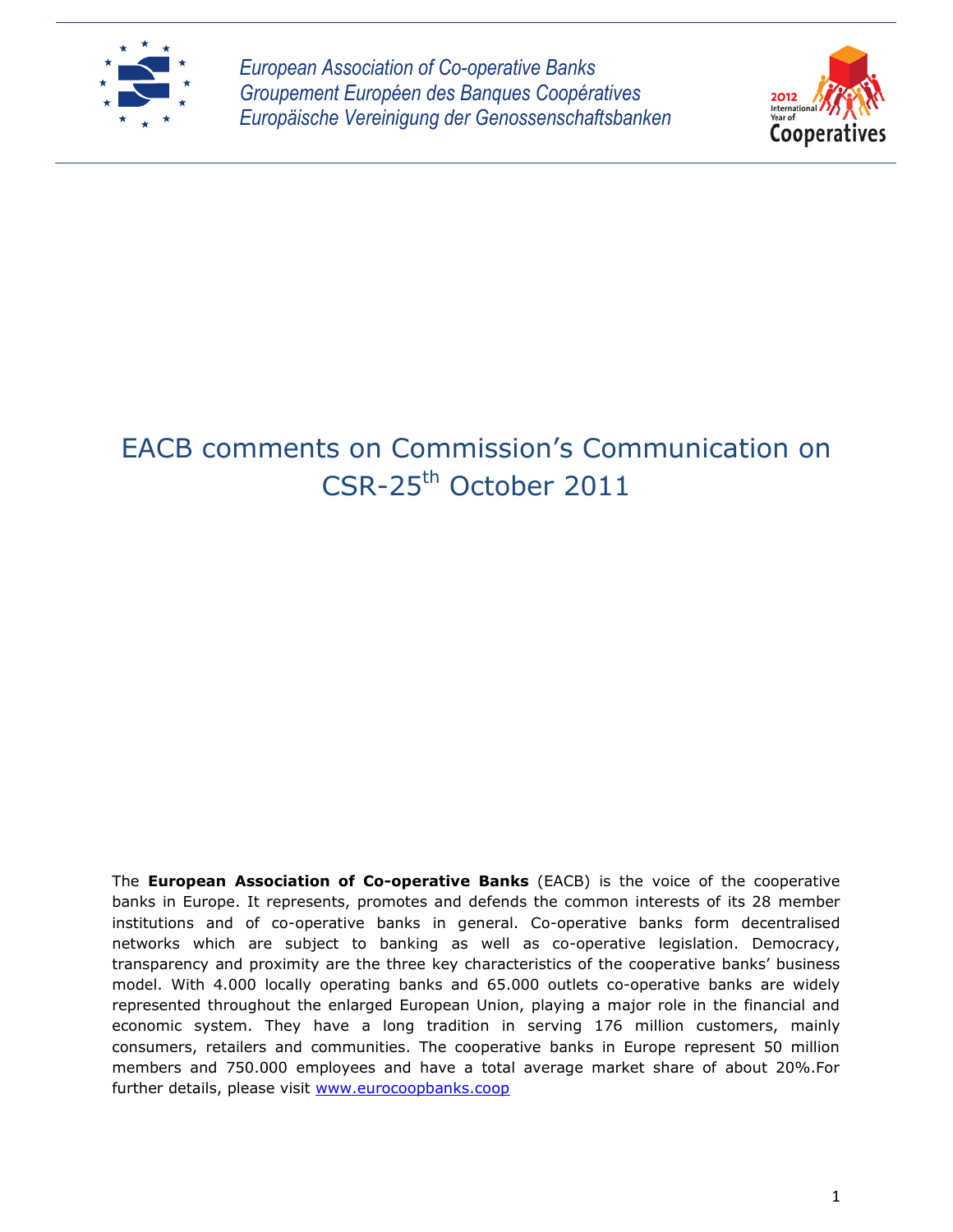*European Association of Co-operative Banks*
*Groupement Européen des Banques Coopératives*
*Europäische Vereinigung der Genossenschaftsbanken*

2012 International Year of Cooperatives

# EACB comments on Commission's Communication on CSR-25th October 2011

The **European Association of Co-operative Banks** (EACB) is the voice of the cooperative banks in Europe. It represents, promotes and defends the common interests of its 28 member institutions and of co-operative banks in general. Co-operative banks form decentralised networks which are subject to banking as well as co-operative legislation. Democracy, transparency and proximity are the three key characteristics of the cooperative banks' business model. With 4.000 locally operating banks and 65.000 outlets co-operative banks are widely represented throughout the enlarged European Union, playing a major role in the financial and economic system. They have a long tradition in serving 176 million customers, mainly consumers, retailers and communities. The cooperative banks in Europe represent 50 million members and 750.000 employees and have a total average market share of about 20%.For further details, please visit [www.eurocoopbanks.coop](www.eurocoopbanks.coop)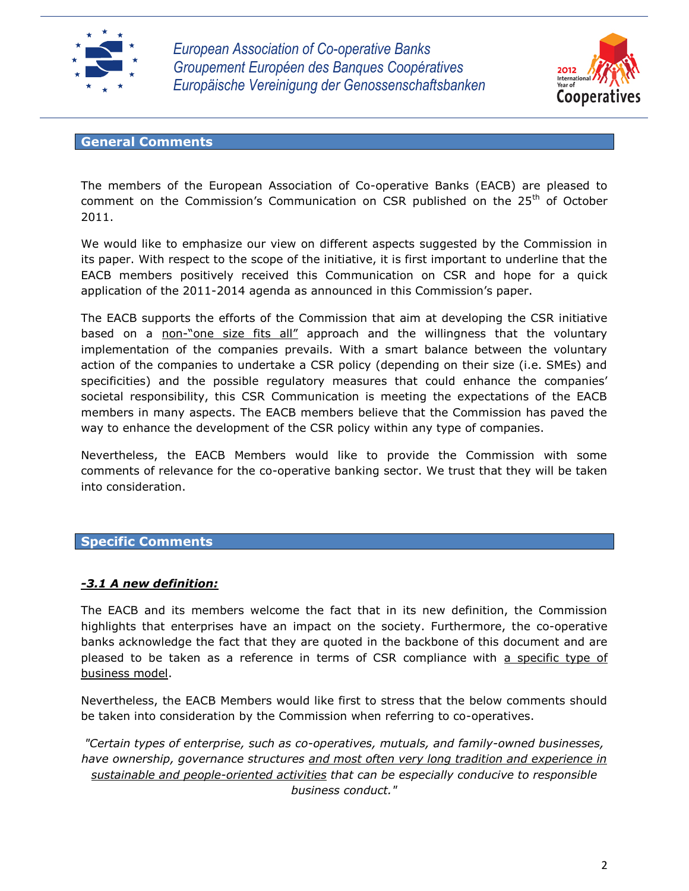## General Comments

The members of the European Association of Co-operative Banks (EACB) are pleased to comment on the Commission's Communication on CSR published on the 25th of October 2011.

We would like to emphasize our view on different aspects suggested by the Commission in its paper. With respect to the scope of the initiative, it is first important to underline that the EACB members positively received this Communication on CSR and hope for a quick application of the 2011-2014 agenda as announced in this Commission's paper.

The EACB supports the efforts of the Commission that aim at developing the CSR initiative based on a non-"one size fits all" approach and the willingness that the voluntary implementation of the companies prevails. With a smart balance between the voluntary action of the companies to undertake a CSR policy (depending on their size (i.e. SMEs) and specificities) and the possible regulatory measures that could enhance the companies' societal responsibility, this CSR Communication is meeting the expectations of the EACB members in many aspects. The EACB members believe that the Commission has paved the way to enhance the development of the CSR policy within any type of companies.

Nevertheless, the EACB Members would like to provide the Commission with some comments of relevance for the co-operative banking sector. We trust that they will be taken into consideration.

## Specific Comments

### ***-3.1 A new definition:***

The EACB and its members welcome the fact that in its new definition, the Commission highlights that enterprises have an impact on the society. Furthermore, the co-operative banks acknowledge the fact that they are quoted in the backbone of this document and are pleased to be taken as a reference in terms of CSR compliance with a specific type of business model.

Nevertheless, the EACB Members would like first to stress that the below comments should be taken into consideration by the Commission when referring to co-operatives.

*"Certain types of enterprise, such as co-operatives, mutuals, and family-owned businesses, have ownership, governance structures and most often very long tradition and experience in sustainable and people-oriented activities that can be especially conducive to responsible business conduct."*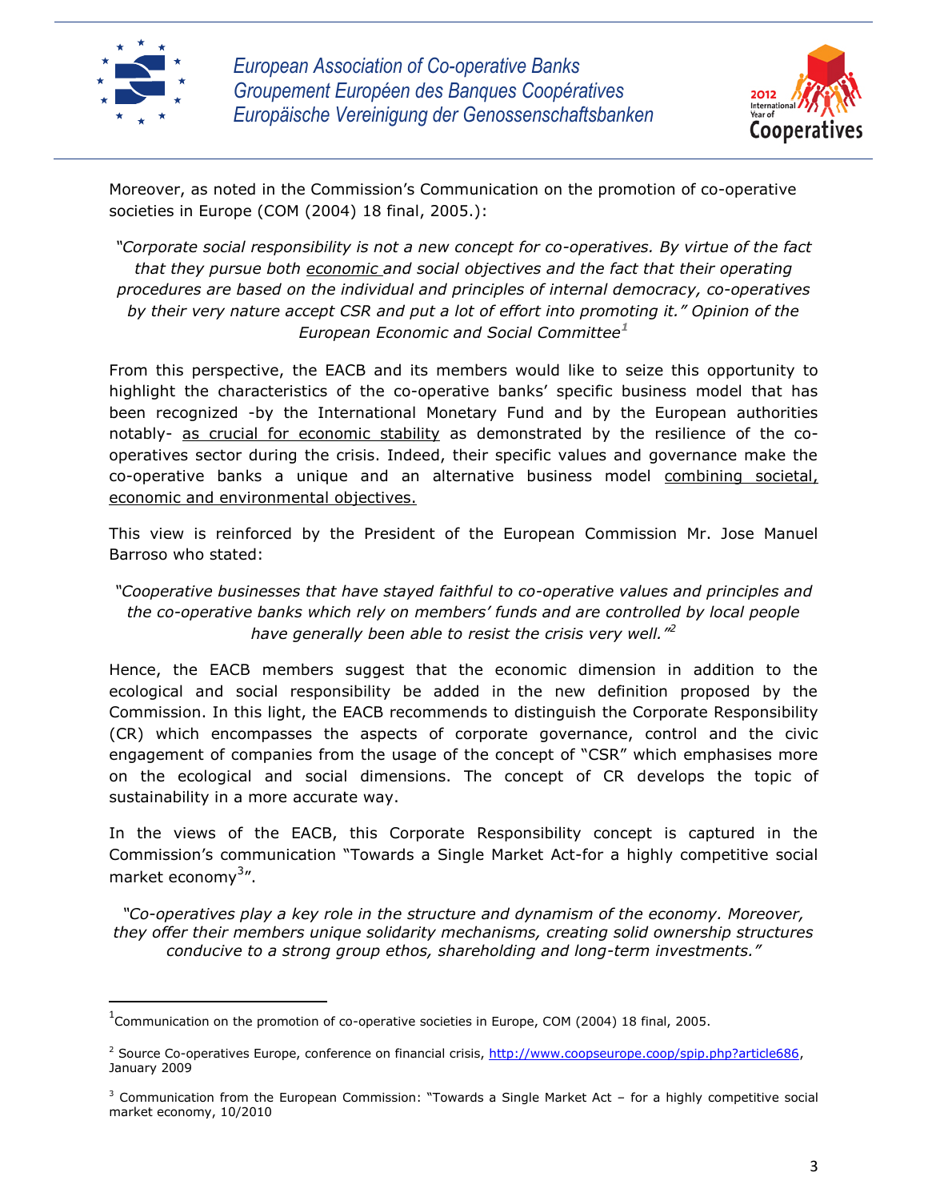Moreover, as noted in the Commission's Communication on the promotion of co-operative societies in Europe (COM (2004) 18 final, 2005.):

*"Corporate social responsibility is not a new concept for co-operatives. By virtue of the fact that they pursue both economic and social objectives and the fact that their operating procedures are based on the individual and principles of internal democracy, co-operatives by their very nature accept CSR and put a lot of effort into promoting it." Opinion of the European Economic and Social Committee*[1]

From this perspective, the EACB and its members would like to seize this opportunity to highlight the characteristics of the co-operative banks' specific business model that has been recognized -by the International Monetary Fund and by the European authorities notably- as crucial for economic stability as demonstrated by the resilience of the co-operatives sector during the crisis. Indeed, their specific values and governance make the co-operative banks a unique and an alternative business model combining societal, economic and environmental objectives.

This view is reinforced by the President of the European Commission Mr. Jose Manuel Barroso who stated:

*"Cooperative businesses that have stayed faithful to co-operative values and principles and the co-operative banks which rely on members' funds and are controlled by local people have generally been able to resist the crisis very well."*[2]

Hence, the EACB members suggest that the economic dimension in addition to the ecological and social responsibility be added in the new definition proposed by the Commission. In this light, the EACB recommends to distinguish the Corporate Responsibility (CR) which encompasses the aspects of corporate governance, control and the civic engagement of companies from the usage of the concept of "CSR" which emphasises more on the ecological and social dimensions. The concept of CR develops the topic of sustainability in a more accurate way.

In the views of the EACB, this Corporate Responsibility concept is captured in the Commission's communication "Towards a Single Market Act-for a highly competitive social market economy[3]".

*"Co-operatives play a key role in the structure and dynamism of the economy. Moreover, they offer their members unique solidarity mechanisms, creating solid ownership structures conducive to a strong group ethos, shareholding and long-term investments."*

---

[1] Communication on the promotion of co-operative societies in Europe, COM (2004) 18 final, 2005.

[2] Source Co-operatives Europe, conference on financial crisis, http://www.coopseurope.coop/spip.php?article686, January 2009

[3] Communication from the European Commission: "Towards a Single Market Act – for a highly competitive social market economy, 10/2010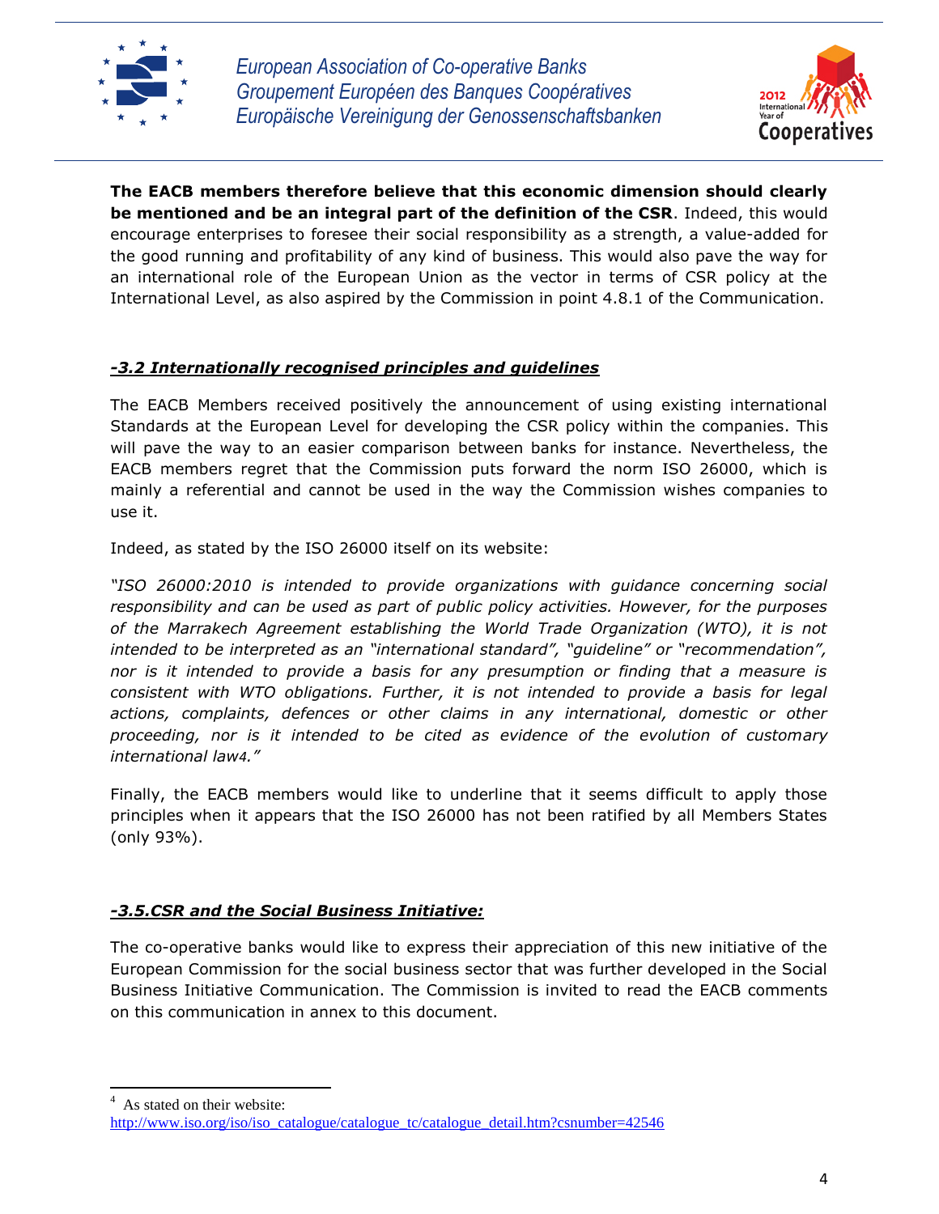**The EACB members therefore believe that this economic dimension should clearly be mentioned and be an integral part of the definition of the CSR**. Indeed, this would encourage enterprises to foresee their social responsibility as a strength, a value-added for the good running and profitability of any kind of business. This would also pave the way for an international role of the European Union as the vector in terms of CSR policy at the International Level, as also aspired by the Commission in point 4.8.1 of the Communication.

### *-3.2 Internationally recognised principles and guidelines*

The EACB Members received positively the announcement of using existing international Standards at the European Level for developing the CSR policy within the companies. This will pave the way to an easier comparison between banks for instance. Nevertheless, the EACB members regret that the Commission puts forward the norm ISO 26000, which is mainly a referential and cannot be used in the way the Commission wishes companies to use it.

Indeed, as stated by the ISO 26000 itself on its website:

*"ISO 26000:2010 is intended to provide organizations with guidance concerning social responsibility and can be used as part of public policy activities. However, for the purposes of the Marrakech Agreement establishing the World Trade Organization (WTO), it is not intended to be interpreted as an "international standard", "guideline" or "recommendation", nor is it intended to provide a basis for any presumption or finding that a measure is consistent with WTO obligations. Further, it is not intended to provide a basis for legal actions, complaints, defences or other claims in any international, domestic or other proceeding, nor is it intended to be cited as evidence of the evolution of customary international law[4]."*

Finally, the EACB members would like to underline that it seems difficult to apply those principles when it appears that the ISO 26000 has not been ratified by all Members States (only 93%).

### *-3.5.CSR and the Social Business Initiative:*

The co-operative banks would like to express their appreciation of this new initiative of the European Commission for the social business sector that was further developed in the Social Business Initiative Communication. The Commission is invited to read the EACB comments on this communication in annex to this document.

[4] As stated on their website: http://www.iso.org/iso/iso_catalogue/catalogue_tc/catalogue_detail.htm?csnumber=42546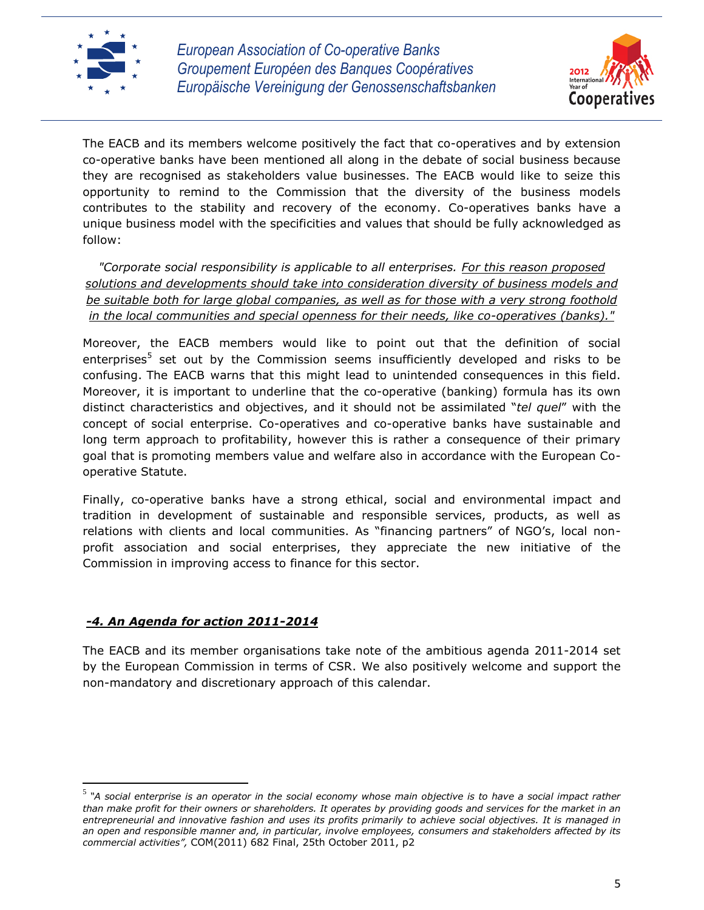The EACB and its members welcome positively the fact that co-operatives and by extension co-operative banks have been mentioned all along in the debate of social business because they are recognised as stakeholders value businesses. The EACB would like to seize this opportunity to remind to the Commission that the diversity of the business models contributes to the stability and recovery of the economy. Co-operatives banks have a unique business model with the specificities and values that should be fully acknowledged as follow:

> *"Corporate social responsibility is applicable to all enterprises. <u>For this reason proposed solutions and developments should take into consideration diversity of business models and be suitable both for large global companies, as well as for those with a very strong foothold in the local communities and special openness for their needs, like co-operatives (banks)."</u>*

Moreover, the EACB members would like to point out that the definition of social enterprises[5] set out by the Commission seems insufficiently developed and risks to be confusing. The EACB warns that this might lead to unintended consequences in this field. Moreover, it is important to underline that the co-operative (banking) formula has its own distinct characteristics and objectives, and it should not be assimilated "*tel quel*" with the concept of social enterprise. Co-operatives and co-operative banks have sustainable and long term approach to profitability, however this is rather a consequence of their primary goal that is promoting members value and welfare also in accordance with the European Co-operative Statute.

Finally, co-operative banks have a strong ethical, social and environmental impact and tradition in development of sustainable and responsible services, products, as well as relations with clients and local communities. As "financing partners" of NGO's, local non-profit association and social enterprises, they appreciate the new initiative of the Commission in improving access to finance for this sector.

## ***<u>-4. An Agenda for action 2011-2014</u>***

The EACB and its member organisations take note of the ambitious agenda 2011-2014 set by the European Commission in terms of CSR. We also positively welcome and support the non-mandatory and discretionary approach of this calendar.

---

[5] *"A social enterprise is an operator in the social economy whose main objective is to have a social impact rather than make profit for their owners or shareholders. It operates by providing goods and services for the market in an entrepreneurial and innovative fashion and uses its profits primarily to achieve social objectives. It is managed in an open and responsible manner and, in particular, involve employees, consumers and stakeholders affected by its commercial activities",* COM(2011) 682 Final, 25th October 2011, p2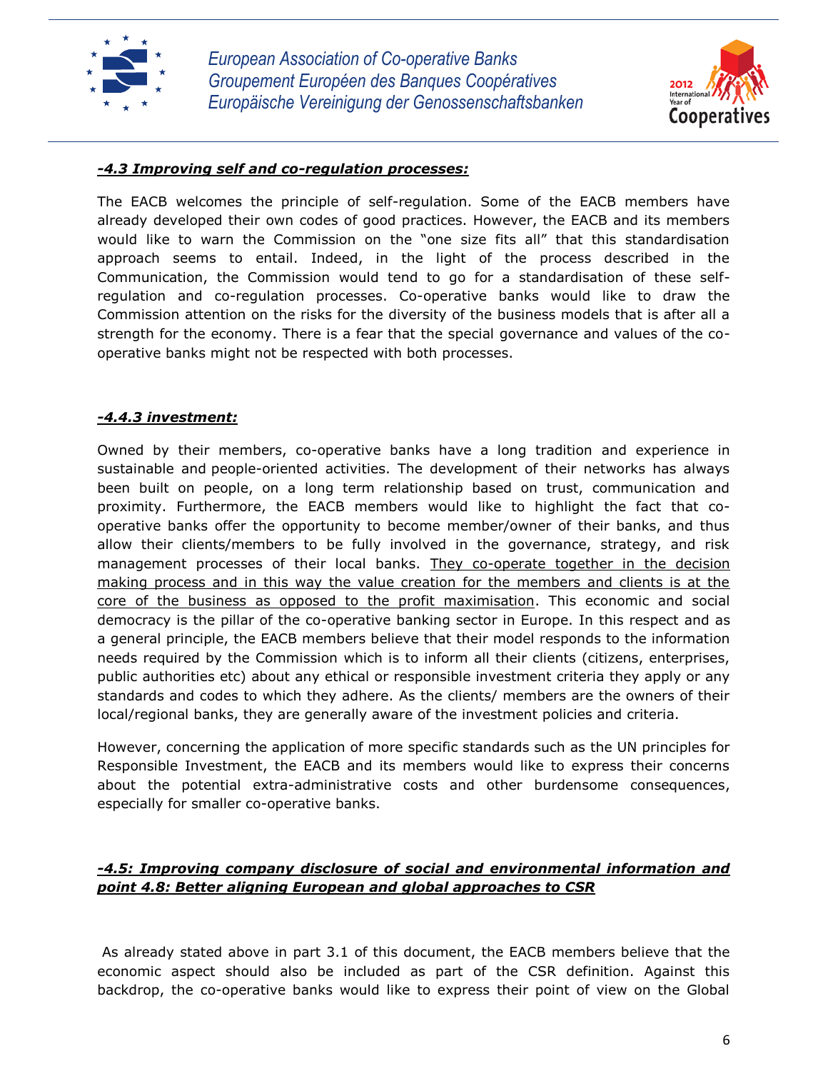***-4.3 Improving self and co-regulation processes:***

The EACB welcomes the principle of self-regulation. Some of the EACB members have already developed their own codes of good practices. However, the EACB and its members would like to warn the Commission on the "one size fits all" that this standardisation approach seems to entail. Indeed, in the light of the process described in the Communication, the Commission would tend to go for a standardisation of these self-regulation and co-regulation processes. Co-operative banks would like to draw the Commission attention on the risks for the diversity of the business models that is after all a strength for the economy. There is a fear that the special governance and values of the co-operative banks might not be respected with both processes.

***-4.4.3 investment:***

Owned by their members, co-operative banks have a long tradition and experience in sustainable and people-oriented activities. The development of their networks has always been built on people, on a long term relationship based on trust, communication and proximity. Furthermore, the EACB members would like to highlight the fact that co-operative banks offer the opportunity to become member/owner of their banks, and thus allow their clients/members to be fully involved in the governance, strategy, and risk management processes of their local banks. <u>They co-operate together in the decision making process and in this way the value creation for the members and clients is at the core of the business as opposed to the profit maximisation</u>. This economic and social democracy is the pillar of the co-operative banking sector in Europe. In this respect and as a general principle, the EACB members believe that their model responds to the information needs required by the Commission which is to inform all their clients (citizens, enterprises, public authorities etc) about any ethical or responsible investment criteria they apply or any standards and codes to which they adhere. As the clients/ members are the owners of their local/regional banks, they are generally aware of the investment policies and criteria.

However, concerning the application of more specific standards such as the UN principles for Responsible Investment, the EACB and its members would like to express their concerns about the potential extra-administrative costs and other burdensome consequences, especially for smaller co-operative banks.

***-4.5: Improving company disclosure of social and environmental information and point 4.8: Better aligning European and global approaches to CSR***

As already stated above in part 3.1 of this document, the EACB members believe that the economic aspect should also be included as part of the CSR definition. Against this backdrop, the co-operative banks would like to express their point of view on the Global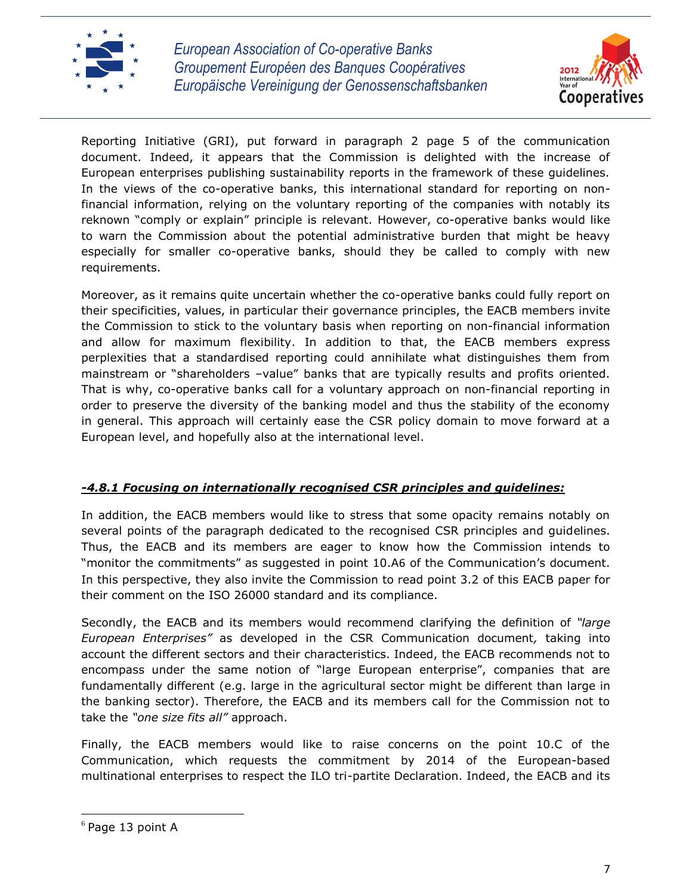Reporting Initiative (GRI), put forward in paragraph 2 page 5 of the communication document. Indeed, it appears that the Commission is delighted with the increase of European enterprises publishing sustainability reports in the framework of these guidelines. In the views of the co-operative banks, this international standard for reporting on non-financial information, relying on the voluntary reporting of the companies with notably its reknown "comply or explain" principle is relevant. However, co-operative banks would like to warn the Commission about the potential administrative burden that might be heavy especially for smaller co-operative banks, should they be called to comply with new requirements.

Moreover, as it remains quite uncertain whether the co-operative banks could fully report on their specificities, values, in particular their governance principles, the EACB members invite the Commission to stick to the voluntary basis when reporting on non-financial information and allow for maximum flexibility. In addition to that, the EACB members express perplexities that a standardised reporting could annihilate what distinguishes them from mainstream or "shareholders –value" banks that are typically results and profits oriented. That is why, co-operative banks call for a voluntary approach on non-financial reporting in order to preserve the diversity of the banking model and thus the stability of the economy in general. This approach will certainly ease the CSR policy domain to move forward at a European level, and hopefully also at the international level.

***-4.8.1 Focusing on internationally recognised CSR principles and guidelines:***

In addition, the EACB members would like to stress that some opacity remains notably on several points of the paragraph dedicated to the recognised CSR principles and guidelines. Thus, the EACB and its members are eager to know how the Commission intends to "monitor the commitments" as suggested in point 10.A6 of the Communication's document. In this perspective, they also invite the Commission to read point 3.2 of this EACB paper for their comment on the ISO 26000 standard and its compliance.

Secondly, the EACB and its members would recommend clarifying the definition of *"large European Enterprises"* as developed in the CSR Communication document, taking into account the different sectors and their characteristics. Indeed, the EACB recommends not to encompass under the same notion of "large European enterprise", companies that are fundamentally different (e.g. large in the agricultural sector might be different than large in the banking sector). Therefore, the EACB and its members call for the Commission not to take the *"one size fits all"* approach.

Finally, the EACB members would like to raise concerns on the point 10.C of the Communication, which requests the commitment by 2014 of the European-based multinational enterprises to respect the ILO tri-partite Declaration. Indeed, the EACB and its

---

[6] Page 13 point A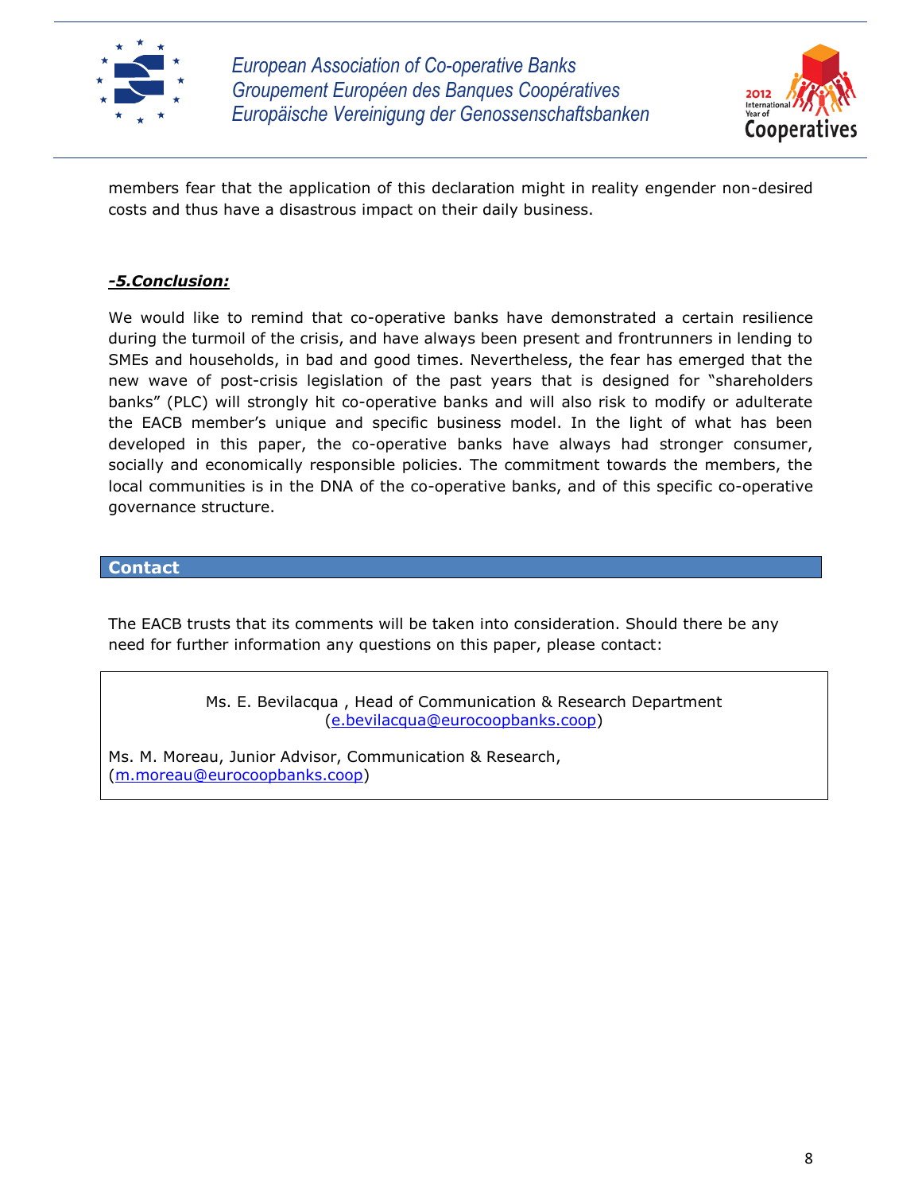members fear that the application of this declaration might in reality engender non-desired costs and thus have a disastrous impact on their daily business.

### ***-5.Conclusion:***

We would like to remind that co-operative banks have demonstrated a certain resilience during the turmoil of the crisis, and have always been present and frontrunners in lending to SMEs and households, in bad and good times. Nevertheless, the fear has emerged that the new wave of post-crisis legislation of the past years that is designed for "shareholders banks" (PLC) will strongly hit co-operative banks and will also risk to modify or adulterate the EACB member's unique and specific business model. In the light of what has been developed in this paper, the co-operative banks have always had stronger consumer, socially and economically responsible policies. The commitment towards the members, the local communities is in the DNA of the co-operative banks, and of this specific co-operative governance structure.

## Contact

The EACB trusts that its comments will be taken into consideration. Should there be any need for further information any questions on this paper, please contact:

Ms. E. Bevilacqua , Head of Communication & Research Department
(e.bevilacqua@eurocoopbanks.coop)

Ms. M. Moreau, Junior Advisor, Communication & Research,
(m.moreau@eurocoopbanks.coop)